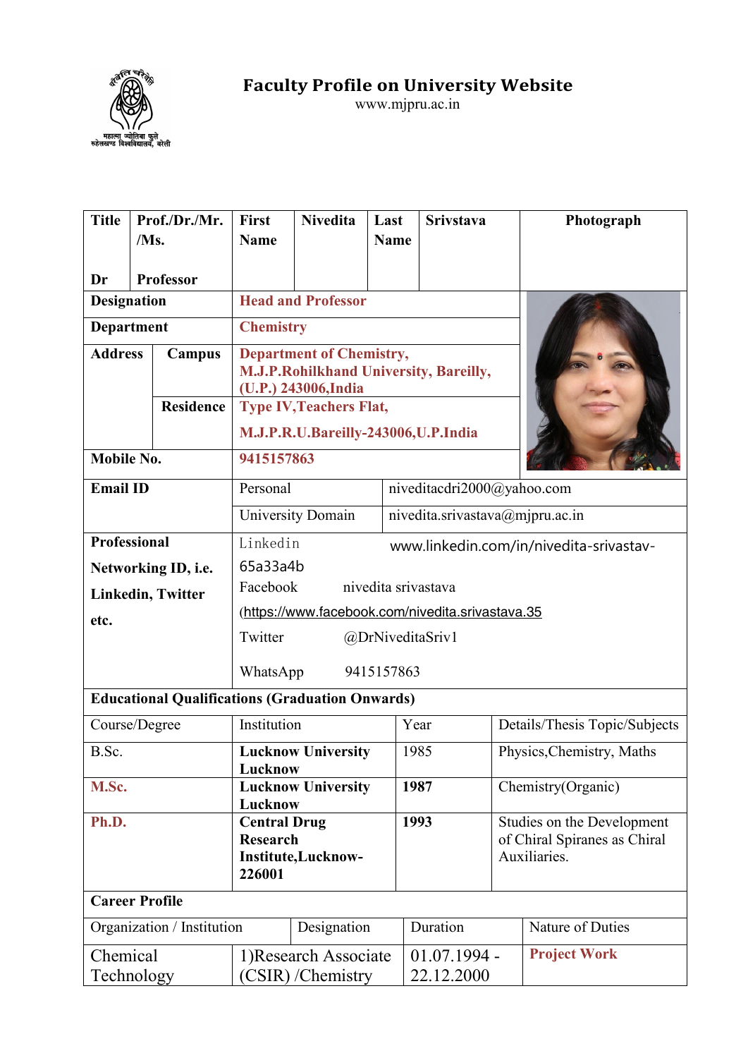# Faculty Profile on University Website

www.mjpru.ac.in

| Title | Prof./Dr./Mr./Ms. | First Name | Nivedita | Last Name | Srivstava | Photograph |
|---|---|---|---|---|---|---|
| Dr | Professor | | | | | |
| Designation | | Head and Professor | | | | |
| Department | | Chemistry | | | | |
| Address | Campus | Department of Chemistry, M.J.P.Rohilkhand University, Bareilly, (U.P.) 243006,India | | | | |
| | Residence | Type IV,Teachers Flat, M.J.P.R.U.Bareilly-243006,U.P.India | | | | |
| Mobile No. | | 9415157863 | | | | |

| Email ID | Personal | niveditacdri2000@yahoo.com |
|---|---|---|
| | University Domain | nivedita.srivastava@mjpru.ac.in |
| Professional Networking ID, i.e. Linkedin, Twitter etc. | Linkedin www.linkedin.com/in/nivedita-srivastav-65a33a4b<br>Facebook nivedita srivastava (https://www.facebook.com/nivedita.srivastava.35<br>Twitter @DrNiveditaSriv1<br>WhatsApp 9415157863 | |

**Educational Qualifications (Graduation Onwards)**

| Course/Degree | Institution | Year | Details/Thesis Topic/Subjects |
|---|---|---|---|
| B.Sc. | **Lucknow University Lucknow** | 1985 | Physics,Chemistry, Maths |
| **M.Sc.** | **Lucknow University Lucknow** | **1987** | Chemistry(Organic) |
| **Ph.D.** | **Central Drug Research Institute,Lucknow-226001** | **1993** | Studies on the Development of Chiral Spiranes as Chiral Auxiliaries. |

**Career Profile**

| Organization / Institution | Designation | Duration | Nature of Duties |
|---|---|---|---|
| Chemical Technology | 1)Research Associate (CSIR) /Chemistry | 01.07.1994 - 22.12.2000 | **Project Work** |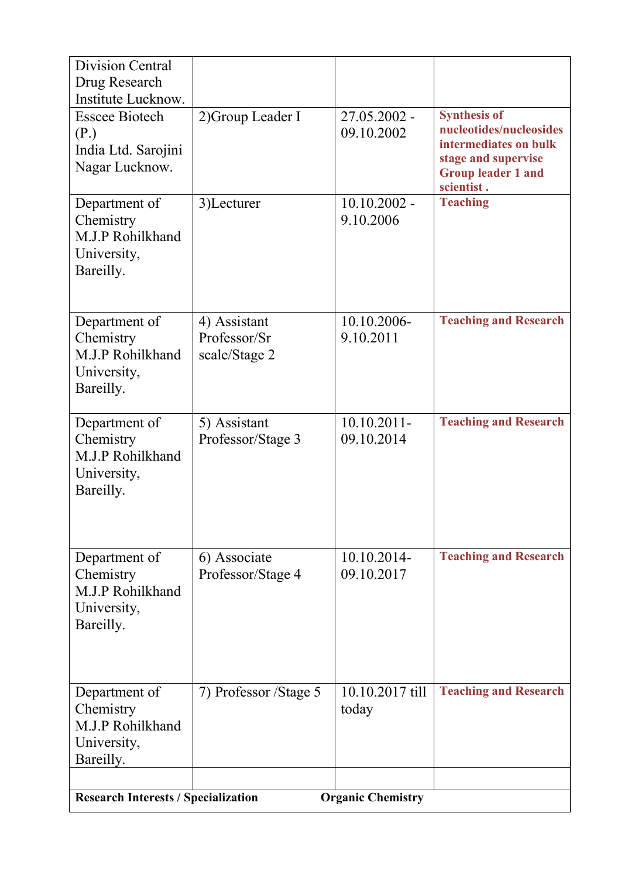| | | | |
|---|---|---|---|
| Division Central Drug Research Institute Lucknow. | | | |
| Esscee Biotech (P.) India Ltd. Sarojini Nagar Lucknow. | 2)Group Leader I | 27.05.2002 - 09.10.2002 | **Synthesis of nucleotides/nucleosides intermediates on bulk stage and supervise Group leader 1 and scientist .** |
| Department of Chemistry M.J.P Rohilkhand University, Bareilly. | 3)Lecturer | 10.10.2002 - 9.10.2006 | **Teaching** |
| Department of Chemistry M.J.P Rohilkhand University, Bareilly. | 4) Assistant Professor/Sr scale/Stage 2 | 10.10.2006-9.10.2011 | **Teaching and Research** |
| Department of Chemistry M.J.P Rohilkhand University, Bareilly. | 5) Assistant Professor/Stage 3 | 10.10.2011-09.10.2014 | **Teaching and Research** |
| Department of Chemistry M.J.P Rohilkhand University, Bareilly. | 6) Associate Professor/Stage 4 | 10.10.2014-09.10.2017 | **Teaching and Research** |
| Department of Chemistry M.J.P Rohilkhand University, Bareilly. | 7) Professor /Stage 5 | 10.10.2017 till today | **Teaching and Research** |
| | | | |
| **Research Interests / Specialization** | | **Organic Chemistry** | |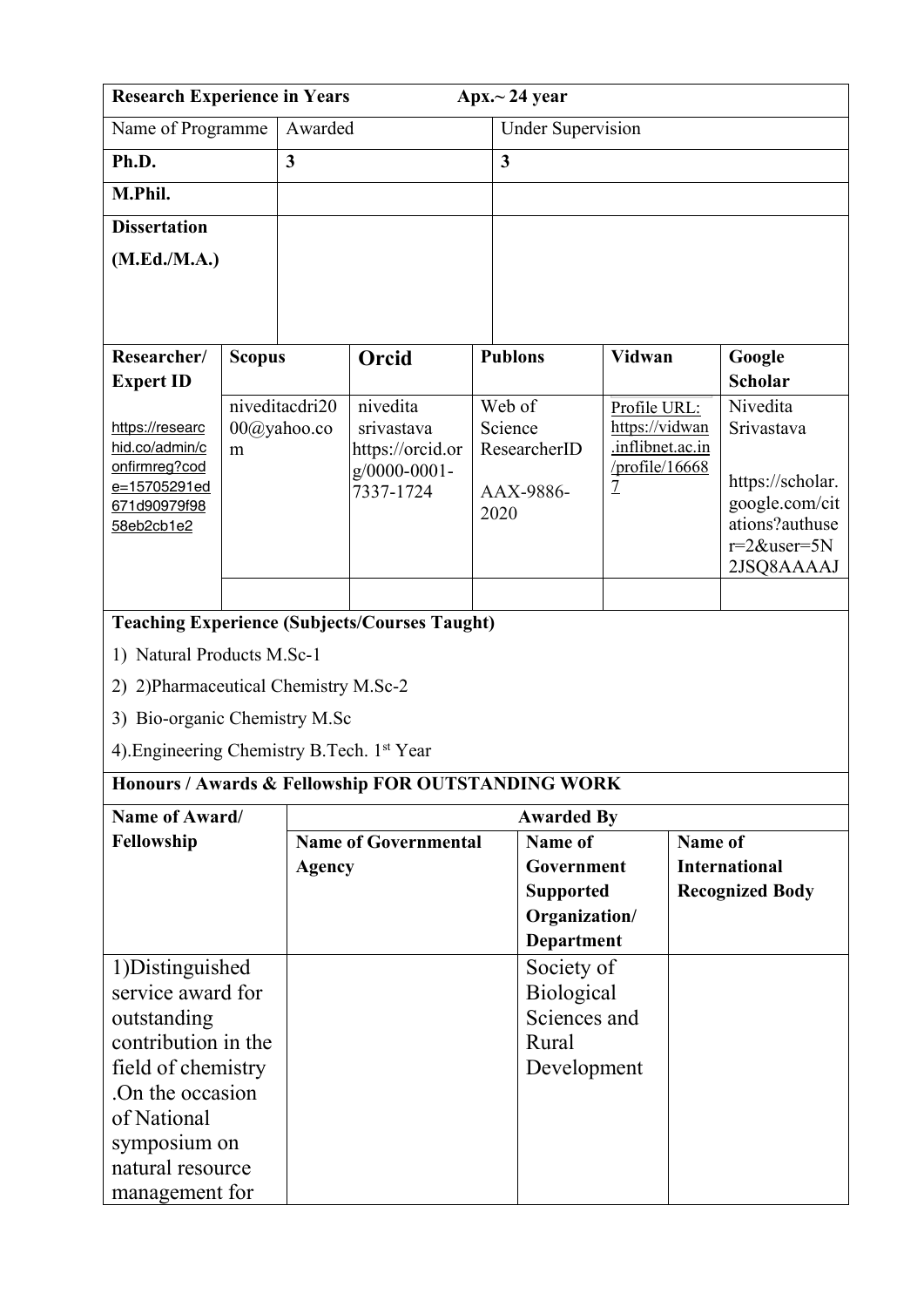| Research Experience in Years | Apx.~ 24 year |
|---|---|

| Name of Programme | Awarded | Under Supervision |
|---|---|---|
| **Ph.D.** | **3** | **3** |
| **M.Phil.** | | |
| **Dissertation (M.Ed./M.A.)** | | |

| **Researcher/ Expert ID** | **Scopus** | **Orcid** | **Publons** | **Vidwan** | **Google Scholar** |
|---|---|---|---|---|---|
| https://researchid.co/admin/confirmreg?code=15705291ed671d90979f9858eb2cb1e2 | niveditacdri2000@yahoo.com | nivedita srivastava https://orcid.org/0000-0001-7337-1724 | Web of Science ResearcherID AAX-9886-2020 | Profile URL: https://vidwan.inflibnet.ac.in/profile/166687 | Nivedita Srivastava https://scholar.google.com/citations?authuser=2&user=5N2JSQ8AAAAJ |
| | | | | | |

**Teaching Experience (Subjects/Courses Taught)**

1) Natural Products M.Sc-1
2) 2)Pharmaceutical Chemistry M.Sc-2
3) Bio-organic Chemistry M.Sc

4).Engineering Chemistry B.Tech. 1st Year

**Honours / Awards & Fellowship FOR OUTSTANDING WORK**

| **Name of Award/ Fellowship** | **Awarded By** | | |
|---|---|---|---|
| | **Name of Governmental Agency** | **Name of Government Supported Organization/ Department** | **Name of International Recognized Body** |
| 1)Distinguished service award for outstanding contribution in the field of chemistry .On the occasion of National symposium on natural resource management for | | Society of Biological Sciences and Rural Development | |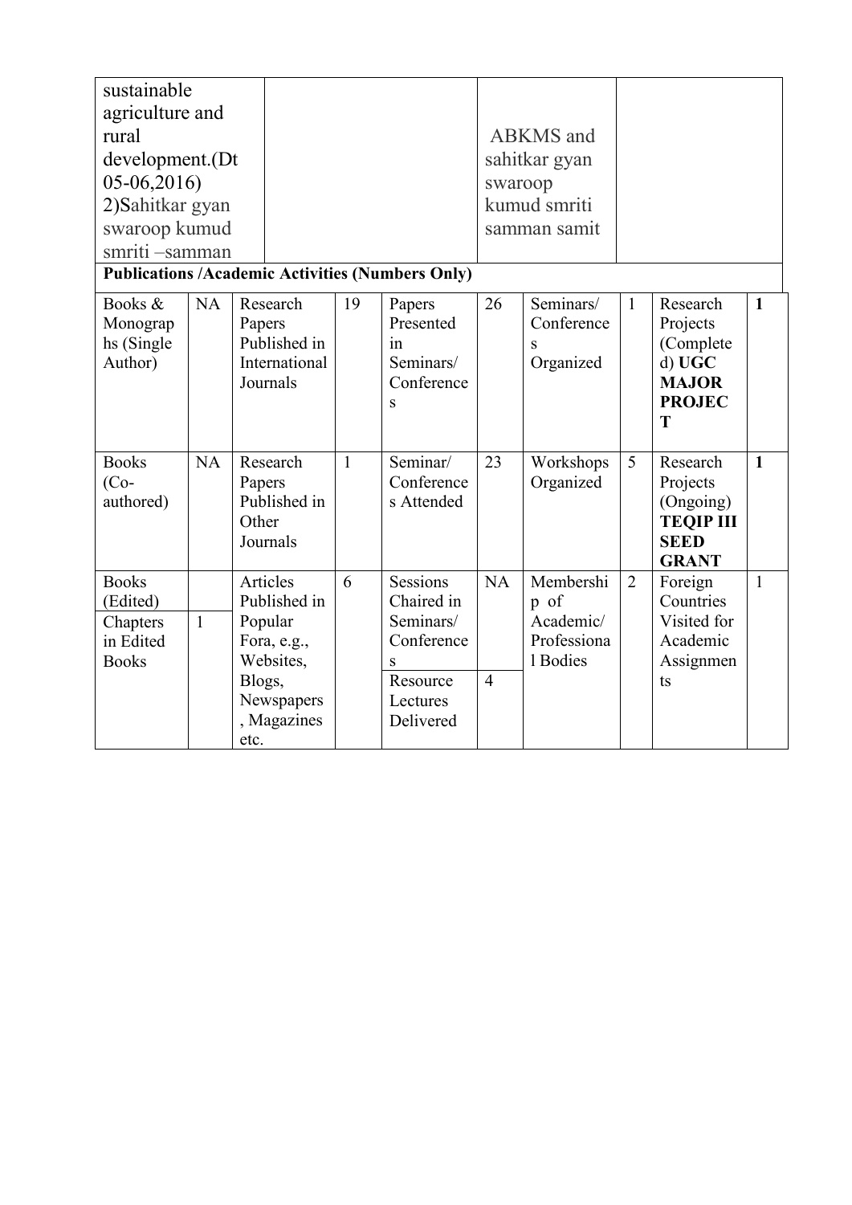| | | | |
|---|---|---|---|
| sustainable agriculture and rural development.(Dt 05-06,2016)<br>2)Sahitkar gyan swaroop kumud smriti –samman | | ABKMS and sahitkar gyan swaroop kumud smriti samman samit | |

**Publications /Academic Activities (Numbers Only)**

| | | | | | | | | | |
|---|---|---|---|---|---|---|---|---|---|
| Books & Monographs (Single Author) | NA | Research Papers Published in International Journals | 19 | Papers Presented in Seminars/ Conferences | 26 | Seminars/ Conferences Organized | 1 | Research Projects (Completed) **UGC MAJOR PROJECT** | **1** |
| Books (Co-authored) | NA | Research Papers Published in Other Journals | 1 | Seminar/ Conferences Attended | 23 | Workshops Organized | 5 | Research Projects (Ongoing) **TEQIP III SEED GRANT** | **1** |
| Books (Edited) | | Articles Published in Popular Fora, e.g., Websites, Blogs, Newspapers, Magazines etc. | 6 | Sessions Chaired in Seminars/ Conferences | NA | Membership of Academic/ Professional Bodies | 2 | Foreign Countries Visited for Academic Assignments | 1 |
| Chapters in Edited Books | 1 | | | Resource Lectures Delivered | 4 | | | | |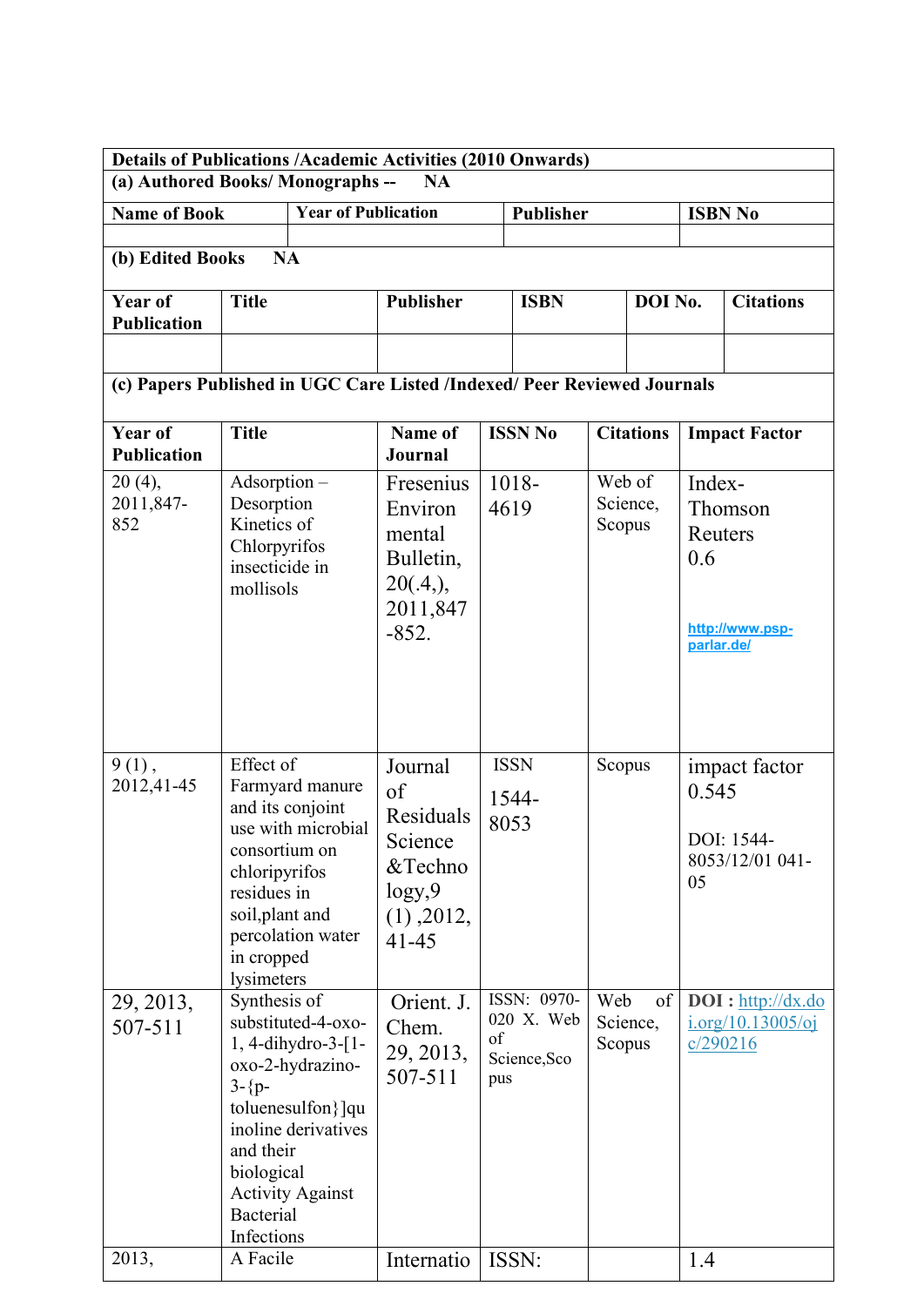**Details of Publications /Academic Activities (2010 Onwards)**

**(a) Authored Books/ Monographs -- NA**

| Name of Book | Year of Publication | Publisher | ISBN No |
|---|---|---|---|
| | | | |

**(b) Edited Books NA**

| Year of Publication | Title | Publisher | ISBN | DOI No. | Citations |
|---|---|---|---|---|---|
| | | | | | |

**(c) Papers Published in UGC Care Listed /Indexed/ Peer Reviewed Journals**

| Year of Publication | Title | Name of Journal | ISSN No | Citations | Impact Factor |
|---|---|---|---|---|---|
| 20 (4), 2011,847-852 | Adsorption – Desorption Kinetics of Chlorpyrifos insecticide in mollisols | Fresenius Environmental Bulletin, 20(.4,), 2011,847-852. | 1018-4619 | Web of Science, Scopus | Index-Thomson Reuters 0.6 http://www.psp-parlar.de/ |
| 9 (1) , 2012,41-45 | Effect of Farmyard manure and its conjoint use with microbial consortium on chloripyrifos residues in soil,plant and percolation water in cropped lysimeters | Journal of Residuals Science &Technology,9 (1) ,2012, 41-45 | ISSN 1544-8053 | Scopus | impact factor 0.545 DOI: 1544-8053/12/01 041-05 |
| 29, 2013, 507-511 | Synthesis of substituted-4-oxo-1, 4-dihydro-3-[1-oxo-2-hydrazino-3-{p-toluenesulfon}]quinoline derivatives and their biological Activity Against Bacterial Infections | Orient. J. Chem. 29, 2013, 507-511 | ISSN: 0970-020 X. Web of Science,Scopus | Web of Science, Scopus | **DOI :** http://dx.doi.org/10.13005/ojc/290216 |
| 2013, | A Facile | Internatio | ISSN: | | 1.4 |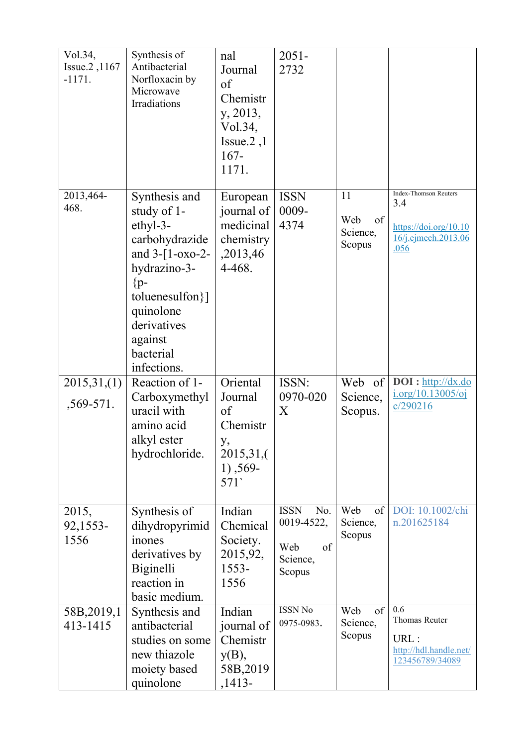| | | | | | |
|---|---|---|---|---|---|
| Vol.34, Issue.2 ,1167 -1171. | Synthesis of Antibacterial Norfloxacin by Microwave Irradiations | nal Journal of Chemistry, 2013, Vol.34, Issue.2 ,1167-1171. | 2051-2732 | | |
| 2013,464-468. | Synthesis and study of 1-ethyl-3-carbohydrazide and 3-[1-oxo-2-hydrazino-3-{p-toluenesulfon}] quinolone derivatives against bacterial infections. | European journal of medicinal chemistry ,2013,464-468. | ISSN 0009-4374 | 11<br><br>Web of Science, Scopus | Index-Thomson Reuters<br>3.4<br><br>https://doi.org/10.1016/j.ejmech.2013.06.056 |
| 2015,31,(1) ,569-571. | Reaction of 1-Carboxymethyl uracil with amino acid alkyl ester hydrochloride. | Oriental Journal of Chemistry, 2015,31,(1) ,569-571` | ISSN: 0970-020X | Web of Science, Scopus. | **DOI :** http://dx.doi.org/10.13005/ojc/290216 |
| 2015, 92,1553-1556 | Synthesis of dihydropyrimidinones derivatives by Biginelli reaction in basic medium. | Indian Chemical Society. 2015,92, 1553-1556 | ISSN No. 0019-4522,<br><br>Web of Science, Scopus | Web of Science, Scopus | DOI: 10.1002/chin.201625184 |
| 58B,2019,1413-1415 | Synthesis and antibacterial studies on some new thiazole moiety based quinolone | Indian journal of Chemistry(B), 58B,2019 ,1413- | ISSN No 0975-0983. | Web of Science, Scopus | 0.6<br>Thomas Reuter<br><br>URL :<br>http://hdl.handle.net/123456789/34089 |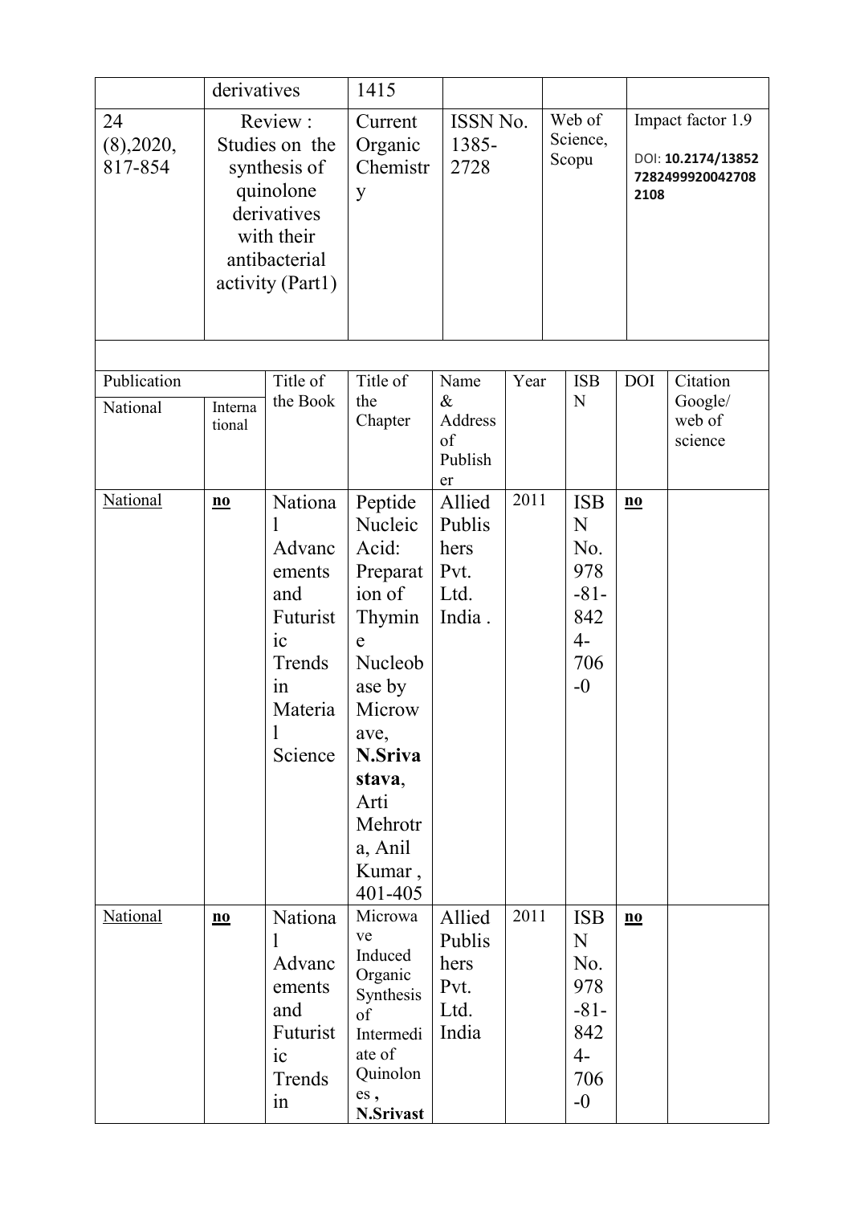| | derivatives | 1415 | | | |
|---|---|---|---|---|---|
| 24 (8),2020, 817-854 | Review : Studies on the synthesis of quinolone derivatives with their antibacterial activity (Part1) | Current Organic Chemistry | ISSN No. 1385-2728 | Web of Science, Scopu | Impact factor 1.9 DOI: **10.2174/13852 7282499920042708 2108** |

| Publication | | Title of the Book | Title of the Chapter | Name & Address of Publisher | Year | ISBN | DOI | Citation Google/ web of science |
|---|---|---|---|---|---|---|---|---|
| National | International | | | | | | | |
| National | **no** | National Advancements and Futuristic Trends in Material Science | Peptide Nucleic Acid: Preparation of Thymine Nucleobase by Microwave, **N.Srivastava**, Arti Mehrotra, Anil Kumar , 401-405 | Allied Publishers Pvt. Ltd. India . | 2011 | ISBN No. 978-81-8424-706-0 | **no** | |
| National | **no** | National Advancements and Futuristic Trends in | Microwave Induced Organic Synthesis of Intermediate of Quinolones , **N.Srivast** | Allied Publishers Pvt. Ltd. India | 2011 | ISBN No. 978-81-8424-706-0 | **no** | |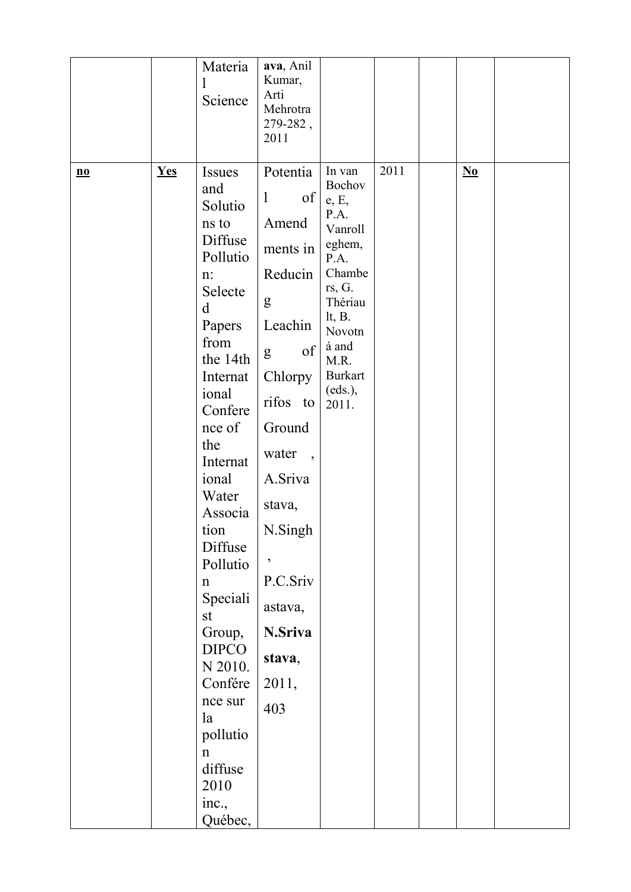|  |  |  |  |  |  |  |  |  |
|---|---|---|---|---|---|---|---|---|
|  |  | Material Science | **ava**, Anil Kumar, Arti Mehrotra 279-282 , 2011 |  |  |  |  |  |
| **no** | **Yes** | Issues and Solutions to Diffuse Pollution: Selected Papers from the 14th International Conference of the International Water Association Diffuse Pollution Specialist Group, DIPCON 2010. Conférence sur la pollution diffuse 2010 inc., Québec, | Potential of Amendments in Reducing Leaching of Chlorpyrifos to Ground water , A.Srivastava, N.Singh , P.C.Srivastava, **N.Srivastava**, 2011, 403 | In van Bochove, E, P.A. Vanrolleghem, P.A. Chambers, G. Thériault, B. Novotná and M.R. Burkart (eds.), 2011. | 2011 |  | **No** |  |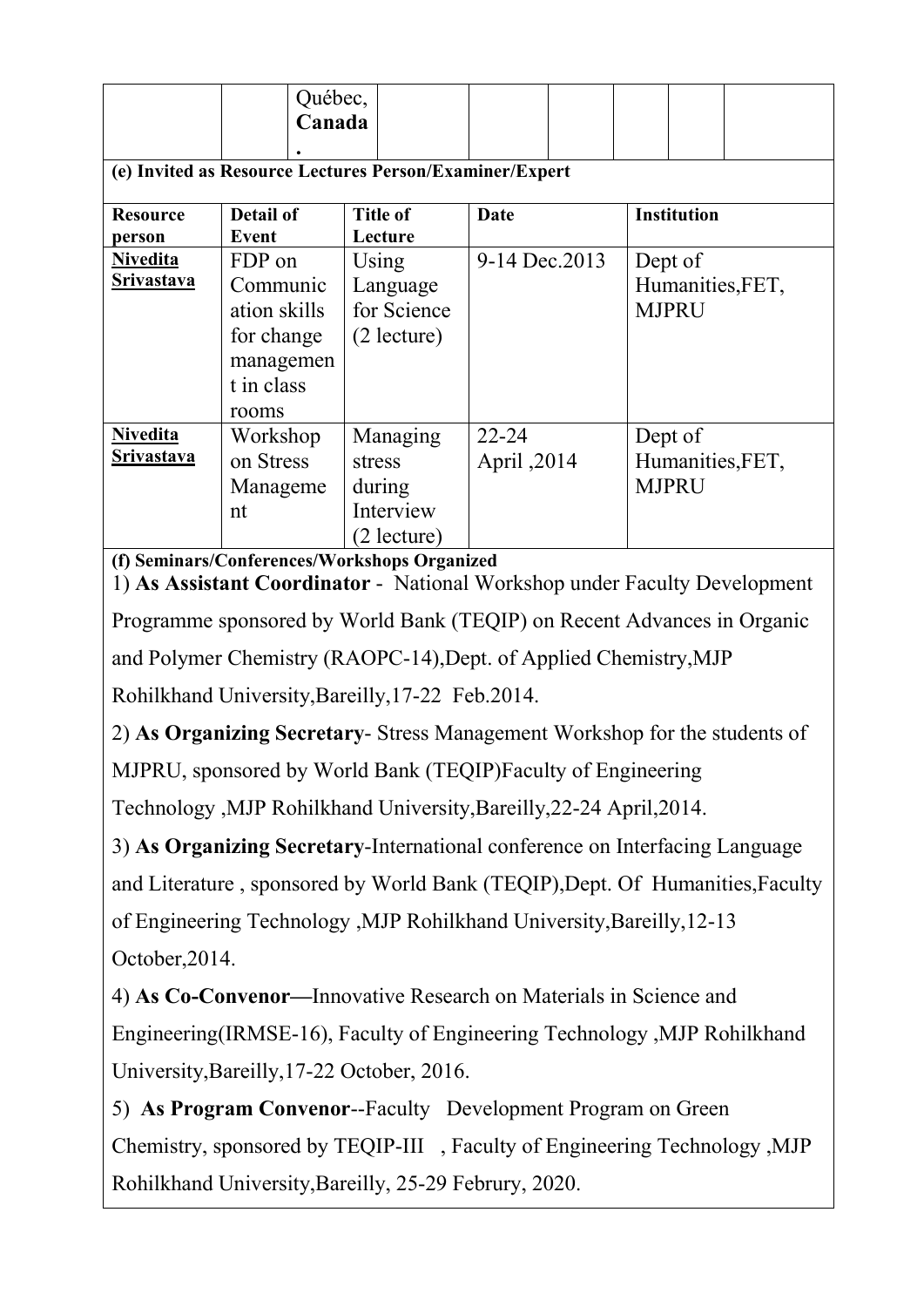| | | Québec, **Canada**. | | | | | | |
|---|---|---|---|---|---|---|---|---|

**(e) Invited as Resource Lectures Person/Examiner/Expert**

| Resource person | Detail of Event | Title of Lecture | Date | Institution |
|---|---|---|---|---|
| **Nivedita Srivastava** | FDP on Communication skills for change management in class rooms | Using Language for Science (2 lecture) | 9-14 Dec.2013 | Dept of Humanities,FET, MJPRU |
| **Nivedita Srivastava** | Workshop on Stress Management | Managing stress during Interview (2 lecture) | 22-24 April ,2014 | Dept of Humanities,FET, MJPRU |

**(f) Seminars/Conferences/Workshops Organized**

1) **As Assistant Coordinator** - National Workshop under Faculty Development Programme sponsored by World Bank (TEQIP) on Recent Advances in Organic and Polymer Chemistry (RAOPC-14),Dept. of Applied Chemistry,MJP Rohilkhand University,Bareilly,17-22 Feb.2014.

2) **As Organizing Secretary**- Stress Management Workshop for the students of MJPRU, sponsored by World Bank (TEQIP)Faculty of Engineering Technology ,MJP Rohilkhand University,Bareilly,22-24 April,2014.

3) **As Organizing Secretary**-International conference on Interfacing Language and Literature , sponsored by World Bank (TEQIP),Dept. Of Humanities,Faculty of Engineering Technology ,MJP Rohilkhand University,Bareilly,12-13 October,2014.

4) **As Co-Convenor—**Innovative Research on Materials in Science and Engineering(IRMSE-16), Faculty of Engineering Technology ,MJP Rohilkhand University,Bareilly,17-22 October, 2016.

5) **As Program Convenor**--Faculty Development Program on Green Chemistry, sponsored by TEQIP-III , Faculty of Engineering Technology ,MJP Rohilkhand University,Bareilly, 25-29 Februry, 2020.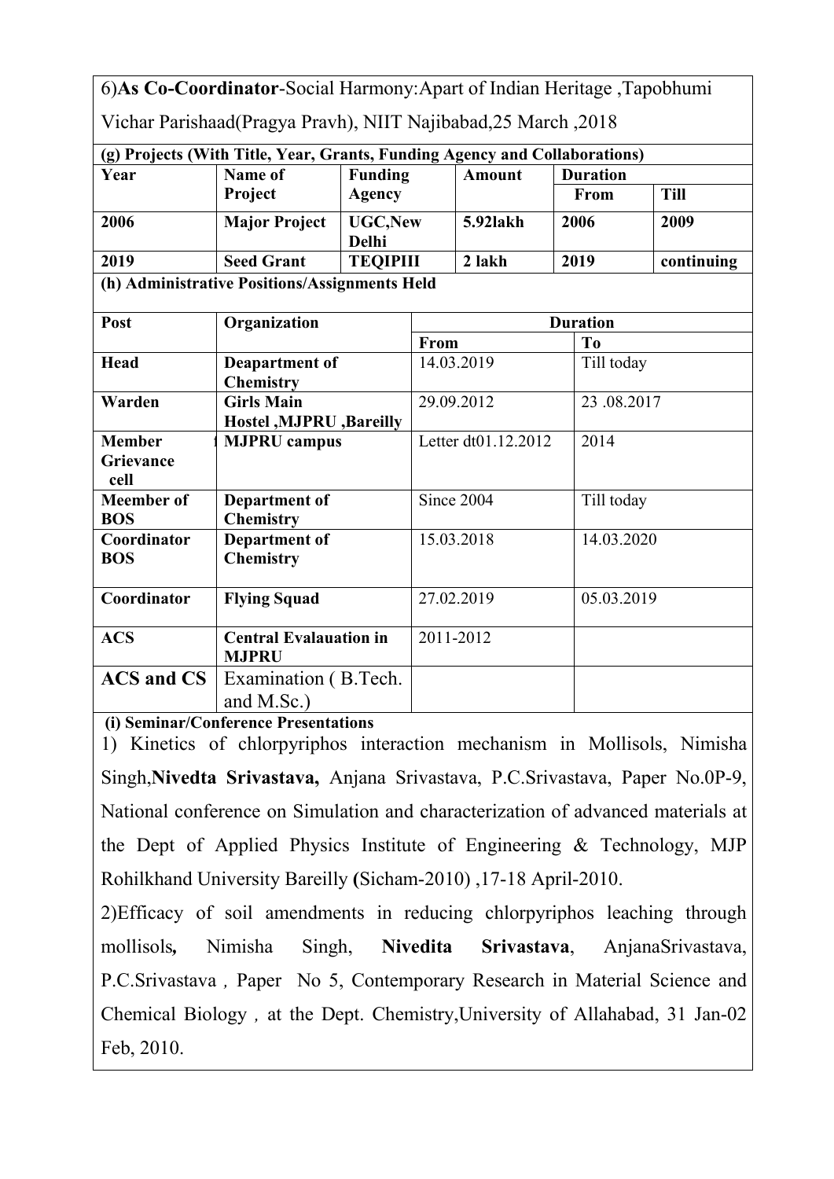6)**As Co-Coordinator**-Social Harmony:Apart of Indian Heritage ,Tapobhumi Vichar Parishaad(Pragya Pravh), NIIT Najibabad,25 March ,2018

**(g) Projects (With Title, Year, Grants, Funding Agency and Collaborations)**

| Year | Name of Project | Funding Agency | Amount | Duration | |
|---|---|---|---|---|---|
| | | | | From | Till |
| **2006** | **Major Project** | **UGC,New Delhi** | **5.92lakh** | **2006** | **2009** |
| **2019** | **Seed Grant** | **TEQIPIII** | **2 lakh** | **2019** | **continuing** |

**(h) Administrative Positions/Assignments Held**

| Post | Organization | Duration | |
|---|---|---|---|
| | | From | To |
| **Head** | **Deapartment of Chemistry** | 14.03.2019 | Till today |
| **Warden** | **Girls Main Hostel ,MJPRU ,Bareilly** | 29.09.2012 | 23 .08.2017 |
| **Member Grievance cell** | **MJPRU campus** | Letter dt01.12.2012 | 2014 |
| **Meember of BOS** | **Department of Chemistry** | Since 2004 | Till today |
| **Coordinator BOS** | **Department of Chemistry** | 15.03.2018 | 14.03.2020 |
| **Coordinator** | **Flying Squad** | 27.02.2019 | 05.03.2019 |
| **ACS** | **Central Evalauation in MJPRU** | 2011-2012 | |
| **ACS and CS** | Examination ( B.Tech. and M.Sc.) | | |

**(i) Seminar/Conference Presentations**

1) Kinetics of chlorpyriphos interaction mechanism in Mollisols, Nimisha Singh,**Nivedta Srivastava,** Anjana Srivastava, P.C.Srivastava, Paper No.0P-9, National conference on Simulation and characterization of advanced materials at the Dept of Applied Physics Institute of Engineering & Technology, MJP Rohilkhand University Bareilly **(**Sicham-2010) ,17-18 April-2010.

2)Efficacy of soil amendments in reducing chlorpyriphos leaching through mollisols**,** Nimisha Singh, **Nivedita Srivastava**, AnjanaSrivastava, P.C.Srivastava , Paper No 5, Contemporary Research in Material Science and Chemical Biology , at the Dept. Chemistry,University of Allahabad, 31 Jan-02 Feb, 2010.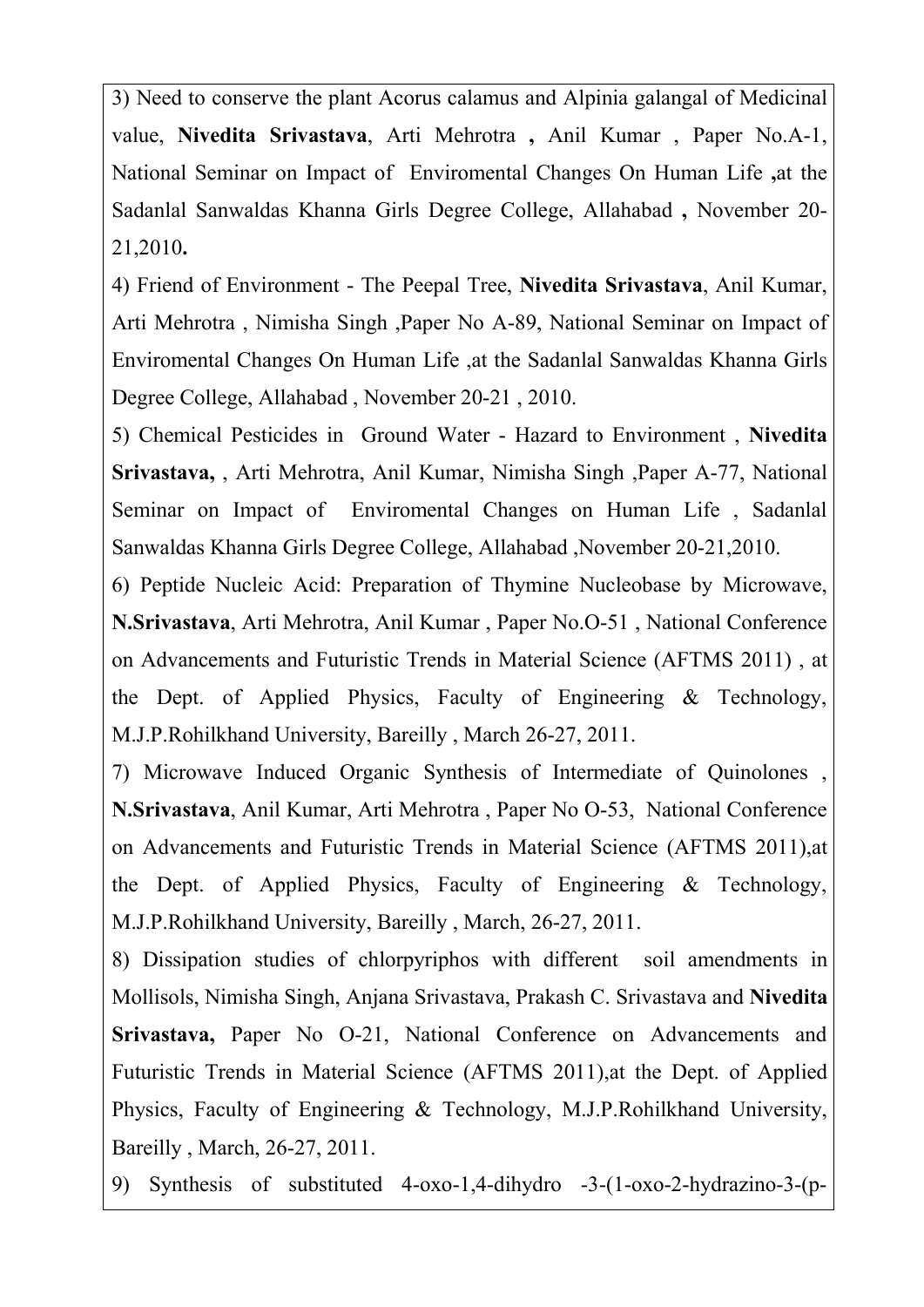3) Need to conserve the plant Acorus calamus and Alpinia galangal of Medicinal value, **Nivedita Srivastava**, Arti Mehrotra **,** Anil Kumar , Paper No.A-1, National Seminar on Impact of Enviromental Changes On Human Life **,**at the Sadanlal Sanwaldas Khanna Girls Degree College, Allahabad **,** November 20-21,2010**.**

4) Friend of Environment - The Peepal Tree, **Nivedita Srivastava**, Anil Kumar, Arti Mehrotra , Nimisha Singh ,Paper No A-89, National Seminar on Impact of Enviromental Changes On Human Life ,at the Sadanlal Sanwaldas Khanna Girls Degree College, Allahabad , November 20-21 , 2010.

5) Chemical Pesticides in Ground Water - Hazard to Environment , **Nivedita Srivastava,** , Arti Mehrotra, Anil Kumar, Nimisha Singh ,Paper A-77, National Seminar on Impact of Enviromental Changes on Human Life , Sadanlal Sanwaldas Khanna Girls Degree College, Allahabad ,November 20-21,2010.

6) Peptide Nucleic Acid: Preparation of Thymine Nucleobase by Microwave, **N.Srivastava**, Arti Mehrotra, Anil Kumar , Paper No.O-51 , National Conference on Advancements and Futuristic Trends in Material Science (AFTMS 2011) , at the Dept. of Applied Physics, Faculty of Engineering & Technology, M.J.P.Rohilkhand University, Bareilly , March 26-27, 2011.

7) Microwave Induced Organic Synthesis of Intermediate of Quinolones , **N.Srivastava**, Anil Kumar, Arti Mehrotra , Paper No O-53, National Conference on Advancements and Futuristic Trends in Material Science (AFTMS 2011),at the Dept. of Applied Physics, Faculty of Engineering & Technology, M.J.P.Rohilkhand University, Bareilly , March, 26-27, 2011.

8) Dissipation studies of chlorpyriphos with different soil amendments in Mollisols, Nimisha Singh, Anjana Srivastava, Prakash C. Srivastava and **Nivedita Srivastava,** Paper No O-21, National Conference on Advancements and Futuristic Trends in Material Science (AFTMS 2011),at the Dept. of Applied Physics, Faculty of Engineering & Technology, M.J.P.Rohilkhand University, Bareilly , March, 26-27, 2011.

9) Synthesis of substituted 4-oxo-1,4-dihydro -3-(1-oxo-2-hydrazino-3-(p-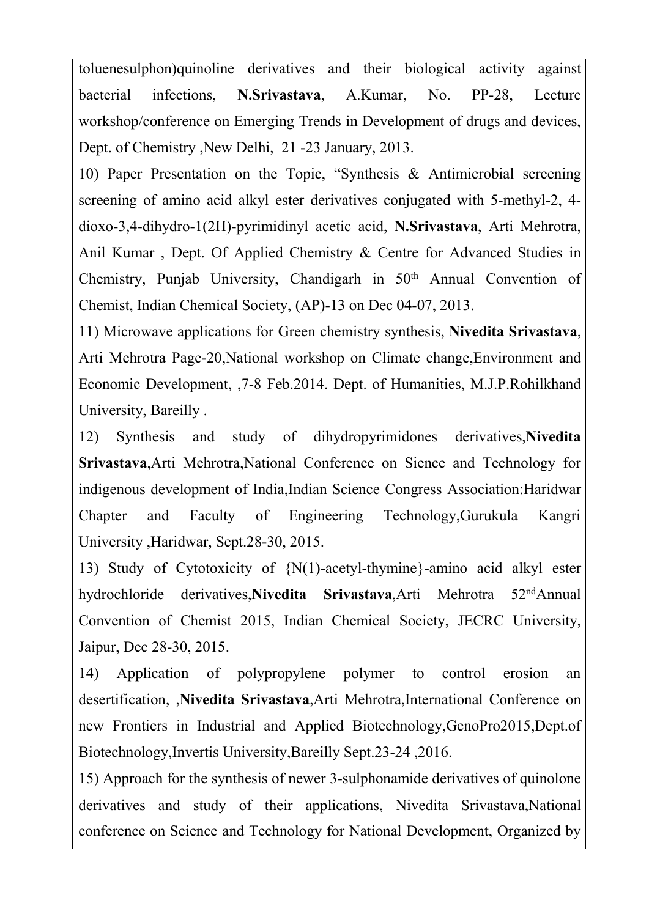toluenesulphon)quinoline derivatives and their biological activity against bacterial infections, **N.Srivastava**, A.Kumar, No. PP-28, Lecture workshop/conference on Emerging Trends in Development of drugs and devices, Dept. of Chemistry ,New Delhi, 21 -23 January, 2013.

10) Paper Presentation on the Topic, "Synthesis & Antimicrobial screening screening of amino acid alkyl ester derivatives conjugated with 5-methyl-2, 4-dioxo-3,4-dihydro-1(2H)-pyrimidinyl acetic acid, **N.Srivastava**, Arti Mehrotra, Anil Kumar , Dept. Of Applied Chemistry & Centre for Advanced Studies in Chemistry, Punjab University, Chandigarh in 50th Annual Convention of Chemist, Indian Chemical Society, (AP)-13 on Dec 04-07, 2013.

11) Microwave applications for Green chemistry synthesis, **Nivedita Srivastava**, Arti Mehrotra Page-20,National workshop on Climate change,Environment and Economic Development, ,7-8 Feb.2014. Dept. of Humanities, M.J.P.Rohilkhand University, Bareilly .

12) Synthesis and study of dihydropyrimidones derivatives,**Nivedita Srivastava**,Arti Mehrotra,National Conference on Sience and Technology for indigenous development of India,Indian Science Congress Association:Haridwar Chapter and Faculty of Engineering Technology,Gurukula Kangri University ,Haridwar, Sept.28-30, 2015.

13) Study of Cytotoxicity of {N(1)-acetyl-thymine}-amino acid alkyl ester hydrochloride derivatives,**Nivedita Srivastava**,Arti Mehrotra 52ndAnnual Convention of Chemist 2015, Indian Chemical Society, JECRC University, Jaipur, Dec 28-30, 2015.

14) Application of polypropylene polymer to control erosion an desertification, ,**Nivedita Srivastava**,Arti Mehrotra,International Conference on new Frontiers in Industrial and Applied Biotechnology,GenoPro2015,Dept.of Biotechnology,Invertis University,Bareilly Sept.23-24 ,2016.

15) Approach for the synthesis of newer 3-sulphonamide derivatives of quinolone derivatives and study of their applications, Nivedita Srivastava,National conference on Science and Technology for National Development, Organized by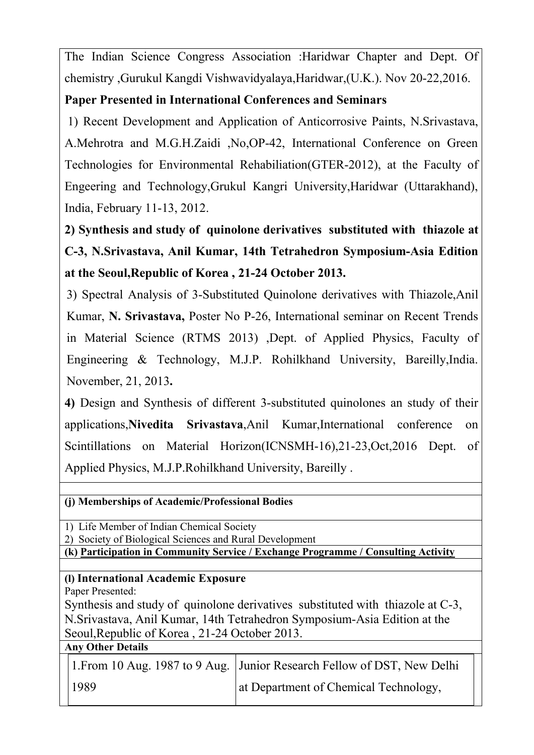The Indian Science Congress Association :Haridwar Chapter and Dept. Of chemistry ,Gurukul Kangdi Vishwavidyalaya,Haridwar,(U.K.). Nov 20-22,2016.

**Paper Presented in International Conferences and Seminars**

1) Recent Development and Application of Anticorrosive Paints, N.Srivastava, A.Mehrotra and M.G.H.Zaidi ,No,OP-42, International Conference on Green Technologies for Environmental Rehabiliation(GTER-2012), at the Faculty of Engeering and Technology,Grukul Kangri University,Haridwar (Uttarakhand), India, February 11-13, 2012.

**2) Synthesis and study of quinolone derivatives substituted with thiazole at C-3, N.Srivastava, Anil Kumar, 14th Tetrahedron Symposium-Asia Edition at the Seoul,Republic of Korea , 21-24 October 2013.**

3) Spectral Analysis of 3-Substituted Quinolone derivatives with Thiazole,Anil Kumar, **N. Srivastava,** Poster No P-26, International seminar on Recent Trends in Material Science (RTMS 2013) ,Dept. of Applied Physics, Faculty of Engineering & Technology, M.J.P. Rohilkhand University, Bareilly,India. November, 21, 2013**.**

**4)** Design and Synthesis of different 3-substituted quinolones an study of their applications,**Nivedita Srivastava**,Anil Kumar,International conference on Scintillations on Material Horizon(ICNSMH-16),21-23,Oct,2016 Dept. of Applied Physics, M.J.P.Rohilkhand University, Bareilly .

**(j) Memberships of Academic/Professional Bodies**

1) Life Member of Indian Chemical Society
2) Society of Biological Sciences and Rural Development

**(k) Participation in Community Service / Exchange Programme / Consulting Activity**

**(l) International Academic Exposure**

Paper Presented:

Synthesis and study of quinolone derivatives substituted with thiazole at C-3, N.Srivastava, Anil Kumar, 14th Tetrahedron Symposium-Asia Edition at the Seoul,Republic of Korea , 21-24 October 2013.

**Any Other Details**

| | |
|---|---|
| 1.From 10 Aug. 1987 to 9 Aug. 1989 | Junior Research Fellow of DST, New Delhi at Department of Chemical Technology, |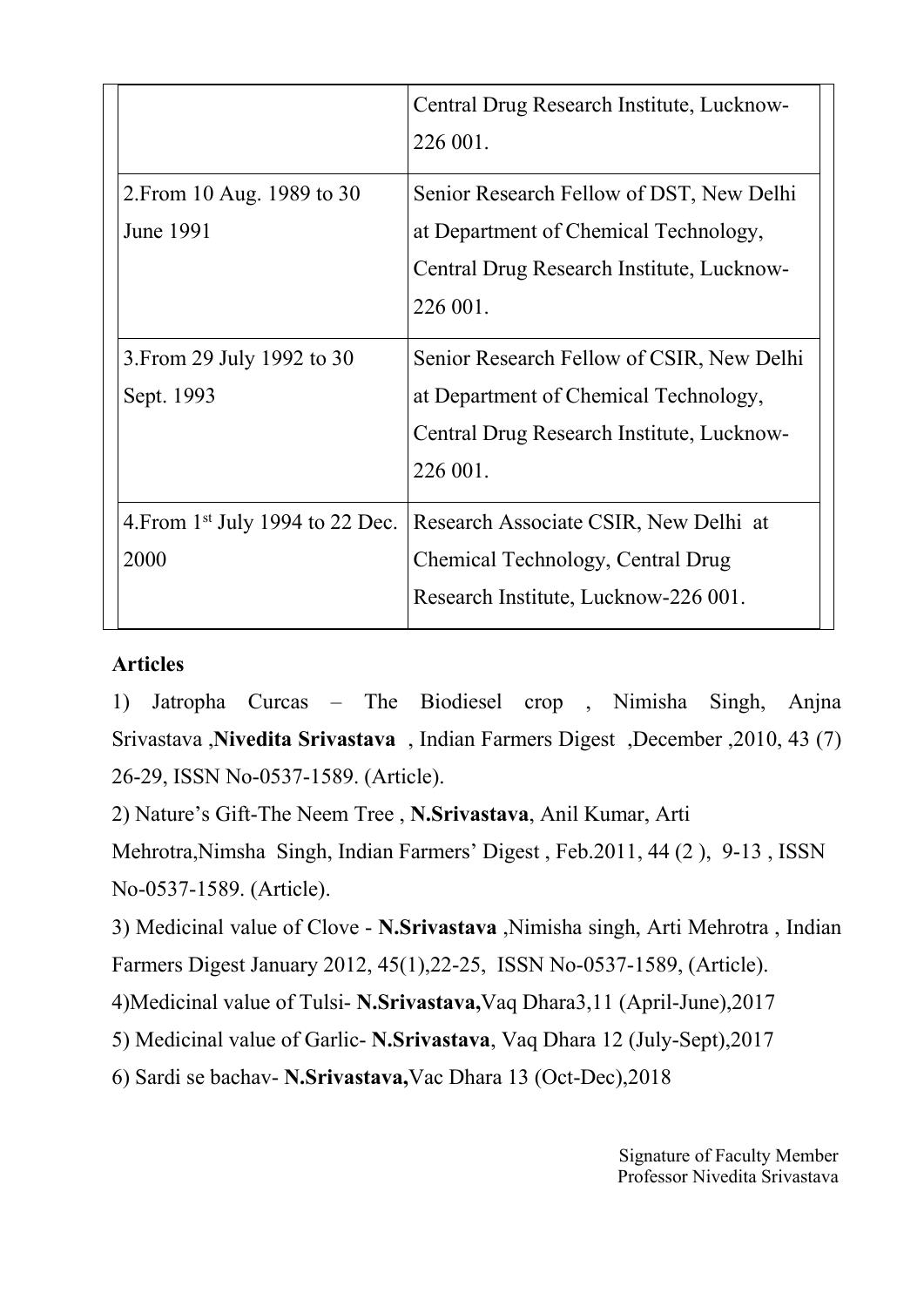| | |
|---|---|
| | Central Drug Research Institute, Lucknow-226 001. |
| 2.From 10 Aug. 1989 to 30 June 1991 | Senior Research Fellow of DST, New Delhi at Department of Chemical Technology, Central Drug Research Institute, Lucknow-226 001. |
| 3.From 29 July 1992 to 30 Sept. 1993 | Senior Research Fellow of CSIR, New Delhi at Department of Chemical Technology, Central Drug Research Institute, Lucknow-226 001. |
| 4.From 1st July 1994 to 22 Dec. 2000 | Research Associate CSIR, New Delhi at Chemical Technology, Central Drug Research Institute, Lucknow-226 001. |

**Articles**

1) Jatropha Curcas – The Biodiesel crop , Nimisha Singh, Anjna Srivastava ,**Nivedita Srivastava** , Indian Farmers Digest ,December ,2010, 43 (7) 26-29, ISSN No-0537-1589. (Article).

2) Nature's Gift-The Neem Tree , **N.Srivastava**, Anil Kumar, Arti Mehrotra,Nimsha Singh, Indian Farmers' Digest , Feb.2011, 44 (2 ), 9-13 , ISSN No-0537-1589. (Article).

3) Medicinal value of Clove - **N.Srivastava** ,Nimisha singh, Arti Mehrotra , Indian Farmers Digest January 2012, 45(1),22-25, ISSN No-0537-1589, (Article).

4)Medicinal value of Tulsi- **N.Srivastava,**Vaq Dhara3,11 (April-June),2017

5) Medicinal value of Garlic- **N.Srivastava**, Vaq Dhara 12 (July-Sept),2017

6) Sardi se bachav- **N.Srivastava,**Vac Dhara 13 (Oct-Dec),2018

Signature of Faculty Member
Professor Nivedita Srivastava